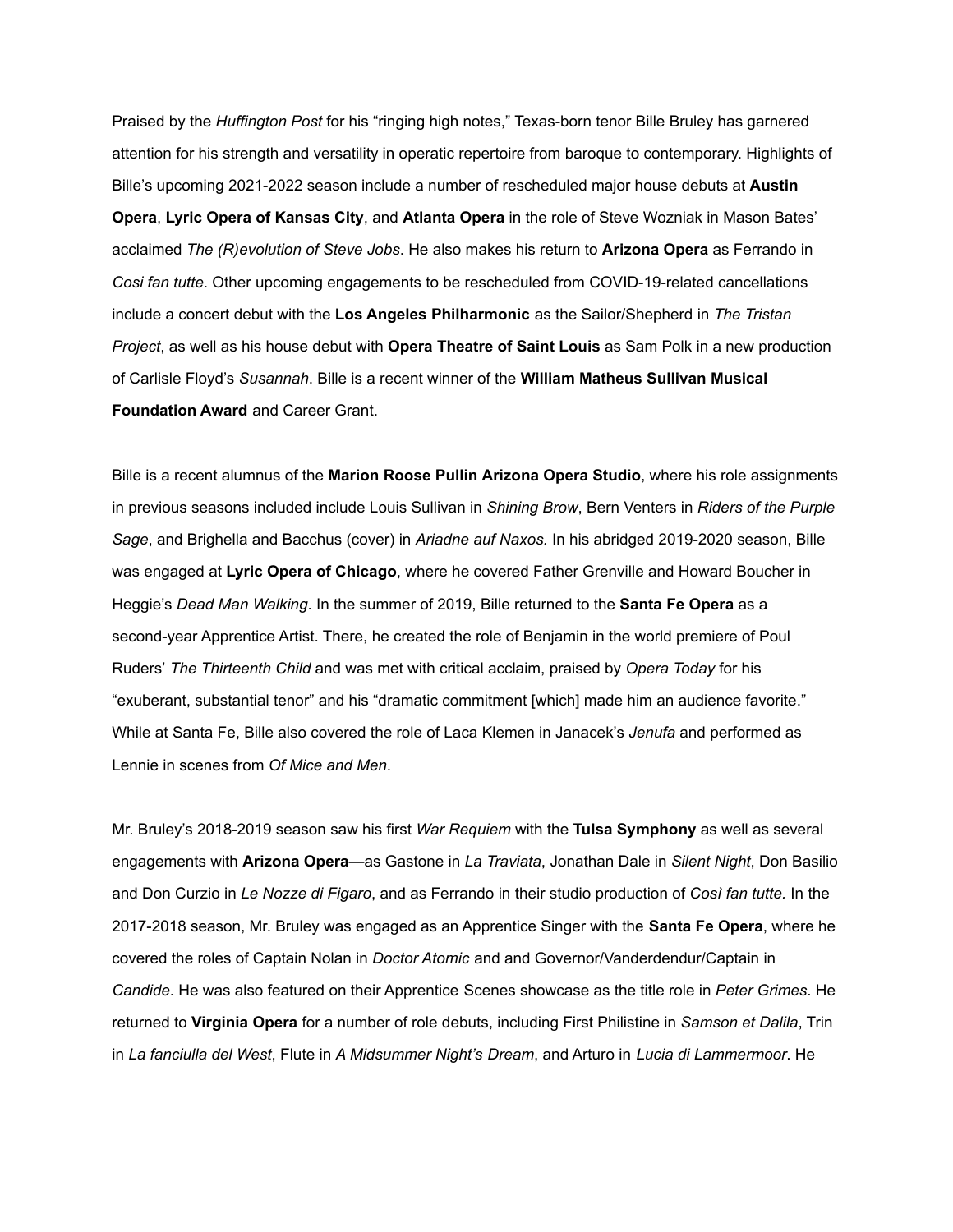Praised by the *Huffington Post* for his "ringing high notes," Texas-born tenor Bille Bruley has garnered attention for his strength and versatility in operatic repertoire from baroque to contemporary. Highlights of Bille's upcoming 2021-2022 season include a number of rescheduled major house debuts at **Austin Opera**, **Lyric Opera of Kansas City**, and **Atlanta Opera** in the role of Steve Wozniak in Mason Bates' acclaimed *The (R)evolution of Steve Jobs*. He also makes his return to **Arizona Opera** as Ferrando in *Cosi fan tutte*. Other upcoming engagements to be rescheduled from COVID-19-related cancellations include a concert debut with the **Los Angeles Philharmonic** as the Sailor/Shepherd in *The Tristan Project*, as well as his house debut with **Opera Theatre of Saint Louis** as Sam Polk in a new production of Carlisle Floyd's *Susannah*. Bille is a recent winner of the **William Matheus Sullivan Musical Foundation Award** and Career Grant.

Bille is a recent alumnus of the **Marion Roose Pullin Arizona Opera Studio**, where his role assignments in previous seasons included include Louis Sullivan in *Shining Brow*, Bern Venters in *Riders of the Purple Sage*, and Brighella and Bacchus (cover) in *Ariadne auf Naxos.* In his abridged 2019-2020 season, Bille was engaged at **Lyric Opera of Chicago**, where he covered Father Grenville and Howard Boucher in Heggie's *Dead Man Walking*. In the summer of 2019, Bille returned to the **Santa Fe Opera** as a second-year Apprentice Artist. There, he created the role of Benjamin in the world premiere of Poul Ruders' *The Thirteenth Child* and was met with critical acclaim, praised by *Opera Today* for his "exuberant, substantial tenor" and his "dramatic commitment [which] made him an audience favorite." While at Santa Fe, Bille also covered the role of Laca Klemen in Janacek's *Jenufa* and performed as Lennie in scenes from *Of Mice and Men*.

Mr. Bruley's 2018-2019 season saw his first *War Requiem* with the **Tulsa Symphony** as well as several engagements with **Arizona Opera**—as Gastone in *La Traviata*, Jonathan Dale in *Silent Night*, Don Basilio and Don Curzio in *Le Nozze di Figaro*, and as Ferrando in their studio production of *Così fan tutte.* In the 2017-2018 season, Mr. Bruley was engaged as an Apprentice Singer with the **Santa Fe Opera**, where he covered the roles of Captain Nolan in *Doctor Atomic* and and Governor/Vanderdendur/Captain in *Candide*. He was also featured on their Apprentice Scenes showcase as the title role in *Peter Grimes*. He returned to **Virginia Opera** for a number of role debuts, including First Philistine in *Samson et Dalila*, Trin in *La fanciulla del West*, Flute in *A Midsummer Night's Dream*, and Arturo in *Lucia di Lammermoor*. He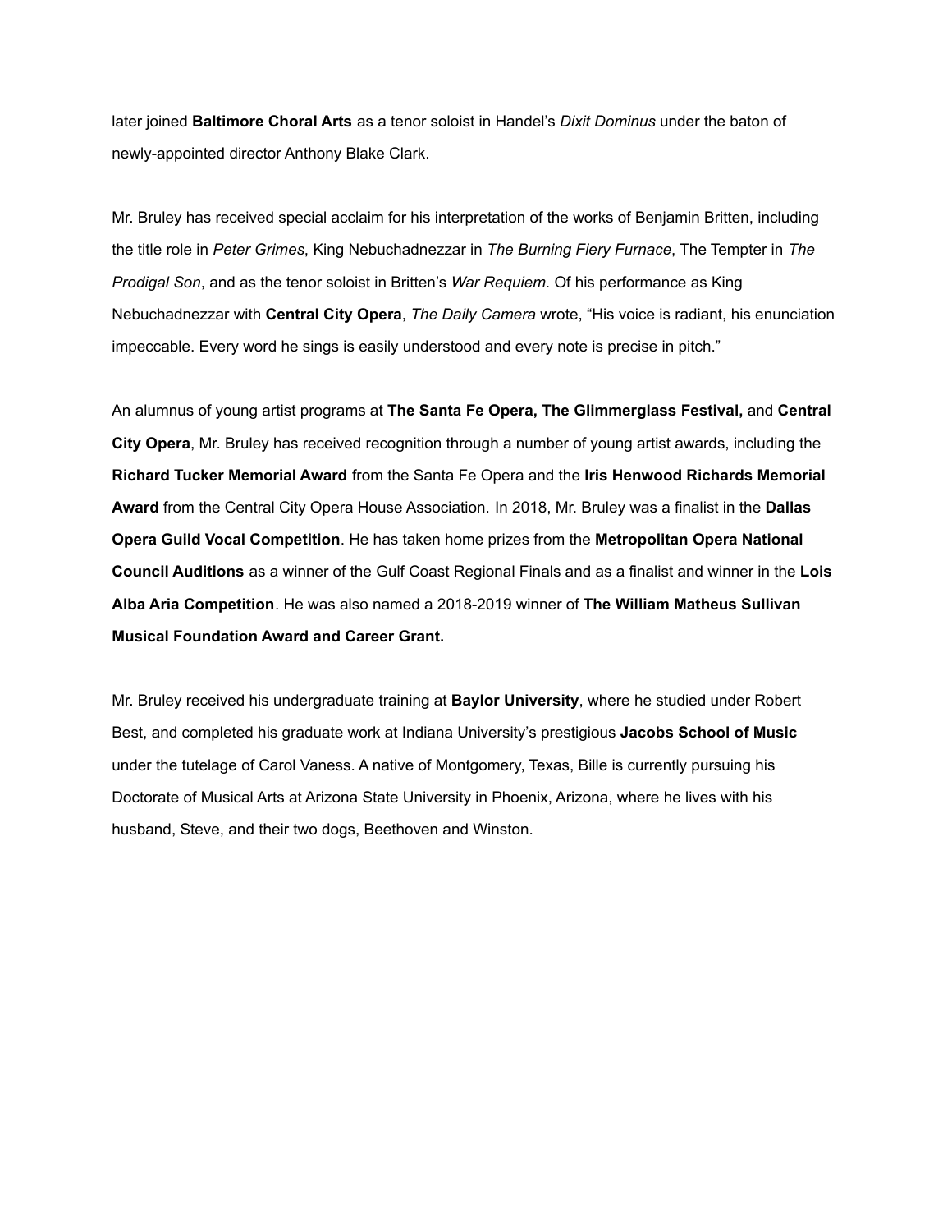later joined **Baltimore Choral Arts** as a tenor soloist in Handel's *Dixit Dominus* under the baton of newly-appointed director Anthony Blake Clark.

Mr. Bruley has received special acclaim for his interpretation of the works of Benjamin Britten, including the title role in *Peter Grimes*, King Nebuchadnezzar in *The Burning Fiery Furnace*, The Tempter in *The Prodigal Son*, and as the tenor soloist in Britten's *War Requiem*. Of his performance as King Nebuchadnezzar with **Central City Opera**, *The Daily Camera* wrote, "His voice is radiant, his enunciation impeccable. Every word he sings is easily understood and every note is precise in pitch."

An alumnus of young artist programs at **The Santa Fe Opera, The Glimmerglass Festival,** and **Central City Opera**, Mr. Bruley has received recognition through a number of young artist awards, including the **Richard Tucker Memorial Award** from the Santa Fe Opera and the **Iris Henwood Richards Memorial Award** from the Central City Opera House Association. In 2018, Mr. Bruley was a finalist in the **Dallas Opera Guild Vocal Competition**. He has taken home prizes from the **Metropolitan Opera National Council Auditions** as a winner of the Gulf Coast Regional Finals and as a finalist and winner in the **Lois Alba Aria Competition**. He was also named a 2018-2019 winner of **The William Matheus Sullivan Musical Foundation Award and Career Grant.**

Mr. Bruley received his undergraduate training at **Baylor University**, where he studied under Robert Best, and completed his graduate work at Indiana University's prestigious **Jacobs School of Music** under the tutelage of Carol Vaness. A native of Montgomery, Texas, Bille is currently pursuing his Doctorate of Musical Arts at Arizona State University in Phoenix, Arizona, where he lives with his husband, Steve, and their two dogs, Beethoven and Winston.